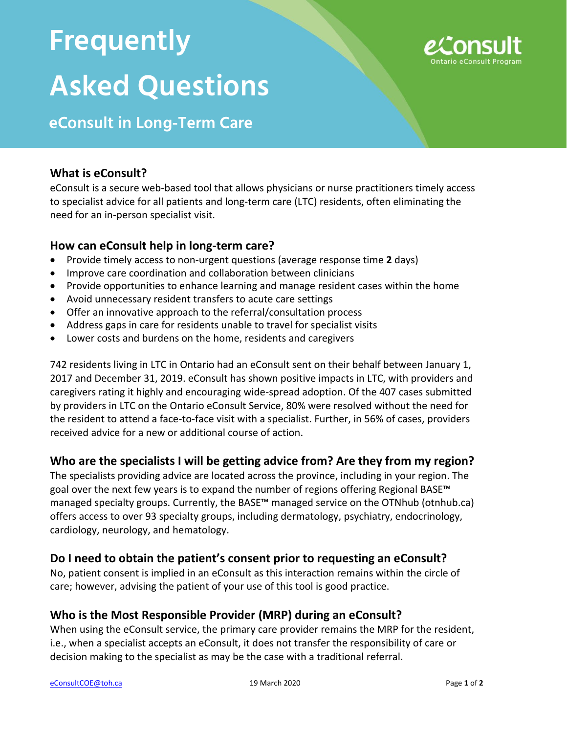# Frequently Asked Questions

## eConsult in Long-Term Care

eConsult
Ontario eConsult Program

### What is eConsult?

eConsult is a secure web-based tool that allows physicians or nurse practitioners timely access to specialist advice for all patients and long-term care (LTC) residents, often eliminating the need for an in-person specialist visit.

### How can eConsult help in long-term care?

- Provide timely access to non-urgent questions (average response time **2** days)
- Improve care coordination and collaboration between clinicians
- Provide opportunities to enhance learning and manage resident cases within the home
- Avoid unnecessary resident transfers to acute care settings
- Offer an innovative approach to the referral/consultation process
- Address gaps in care for residents unable to travel for specialist visits
- Lower costs and burdens on the home, residents and caregivers

742 residents living in LTC in Ontario had an eConsult sent on their behalf between January 1, 2017 and December 31, 2019. eConsult has shown positive impacts in LTC, with providers and caregivers rating it highly and encouraging wide-spread adoption. Of the 407 cases submitted by providers in LTC on the Ontario eConsult Service, 80% were resolved without the need for the resident to attend a face-to-face visit with a specialist. Further, in 56% of cases, providers received advice for a new or additional course of action.

### Who are the specialists I will be getting advice from? Are they from my region?

The specialists providing advice are located across the province, including in your region. The goal over the next few years is to expand the number of regions offering Regional BASE™ managed specialty groups. Currently, the BASE™ managed service on the OTNhub (otnhub.ca) offers access to over 93 specialty groups, including dermatology, psychiatry, endocrinology, cardiology, neurology, and hematology.

### Do I need to obtain the patient's consent prior to requesting an eConsult?

No, patient consent is implied in an eConsult as this interaction remains within the circle of care; however, advising the patient of your use of this tool is good practice.

### Who is the Most Responsible Provider (MRP) during an eConsult?

When using the eConsult service, the primary care provider remains the MRP for the resident, i.e., when a specialist accepts an eConsult, it does not transfer the responsibility of care or decision making to the specialist as may be the case with a traditional referral.

eConsultCOE@toh.ca 19 March 2020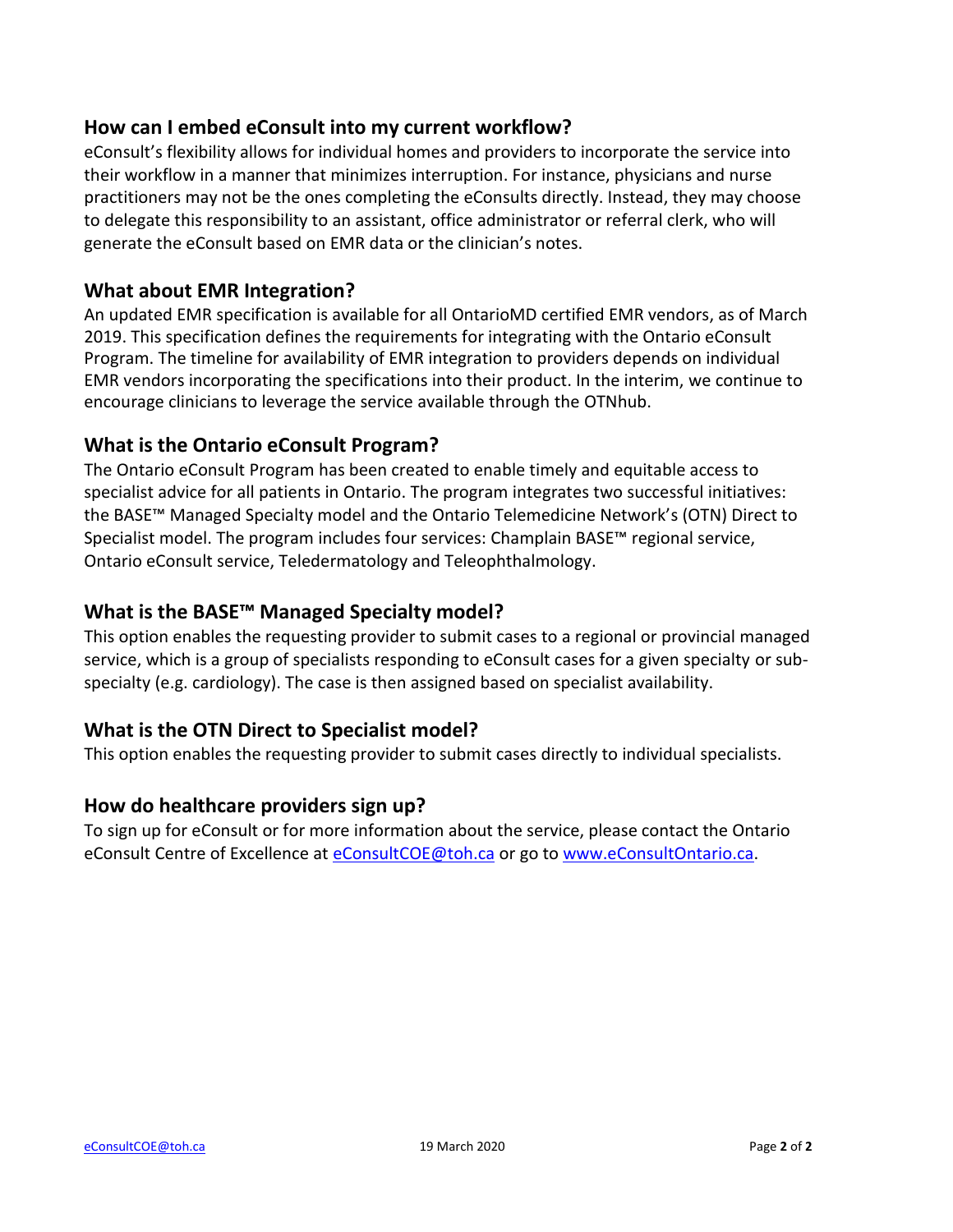## How can I embed eConsult into my current workflow?

eConsult's flexibility allows for individual homes and providers to incorporate the service into their workflow in a manner that minimizes interruption. For instance, physicians and nurse practitioners may not be the ones completing the eConsults directly. Instead, they may choose to delegate this responsibility to an assistant, office administrator or referral clerk, who will generate the eConsult based on EMR data or the clinician's notes.

## What about EMR Integration?

An updated EMR specification is available for all OntarioMD certified EMR vendors, as of March 2019. This specification defines the requirements for integrating with the Ontario eConsult Program. The timeline for availability of EMR integration to providers depends on individual EMR vendors incorporating the specifications into their product. In the interim, we continue to encourage clinicians to leverage the service available through the OTNhub.

## What is the Ontario eConsult Program?

The Ontario eConsult Program has been created to enable timely and equitable access to specialist advice for all patients in Ontario. The program integrates two successful initiatives: the BASE™ Managed Specialty model and the Ontario Telemedicine Network's (OTN) Direct to Specialist model. The program includes four services: Champlain BASE™ regional service, Ontario eConsult service, Teledermatology and Teleophthalmology.

## What is the BASE™ Managed Specialty model?

This option enables the requesting provider to submit cases to a regional or provincial managed service, which is a group of specialists responding to eConsult cases for a given specialty or sub-specialty (e.g. cardiology). The case is then assigned based on specialist availability.

## What is the OTN Direct to Specialist model?

This option enables the requesting provider to submit cases directly to individual specialists.

## How do healthcare providers sign up?

To sign up for eConsult or for more information about the service, please contact the Ontario eConsult Centre of Excellence at eConsultCOE@toh.ca or go to www.eConsultOntario.ca.